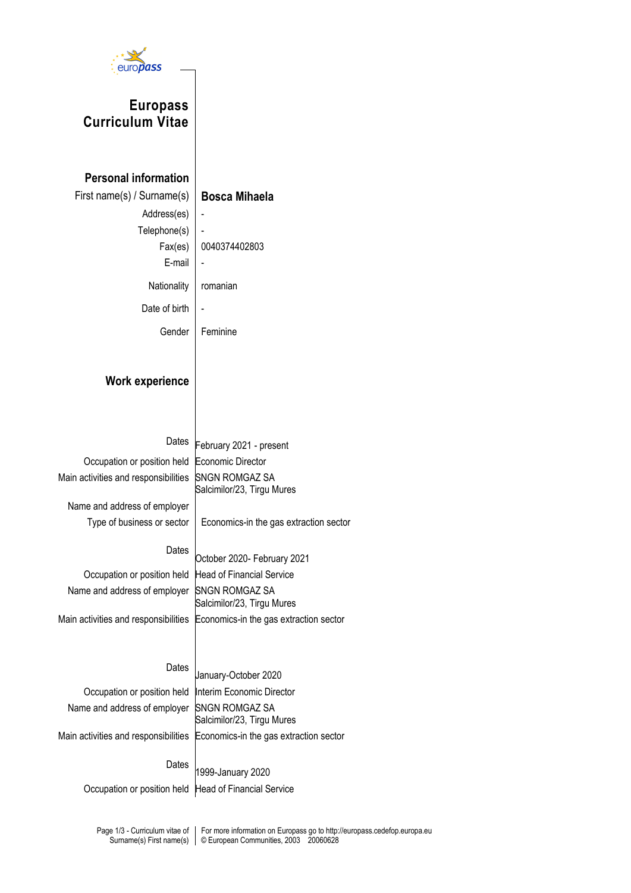# Europass Curriculum Vitae

## Personal information

| | |
|---|---|
| First name(s) / Surname(s) | **Bosca Mihaela** |
| Address(es) | - |
| Telephone(s) | - |
| Fax(es) | 0040374402803 |
| E-mail | - |
| Nationality | romanian |
| Date of birth | - |
| Gender | Feminine |

## Work experience

| | |
|---|---|
| Dates | February 2021 - present |
| Occupation or position held | Economic Director |
| Main activities and responsibilities | SNGN ROMGAZ SA<br>Salcimilor/23, Tirgu Mures |
| Name and address of employer | |
| Type of business or sector | Economics-in the gas extraction sector |
| | |
| Dates | October 2020- February 2021 |
| Occupation or position held | Head of Financial Service |
| Name and address of employer | SNGN ROMGAZ SA<br>Salcimilor/23, Tirgu Mures |
| Main activities and responsibilities | Economics-in the gas extraction sector |
| | |
| Dates | January-October 2020 |
| Occupation or position held | Interim Economic Director |
| Name and address of employer | SNGN ROMGAZ SA<br>Salcimilor/23, Tirgu Mures |
| Main activities and responsibilities | Economics-in the gas extraction sector |
| | |
| Dates | 1999-January 2020 |
| Occupation or position held | Head of Financial Service |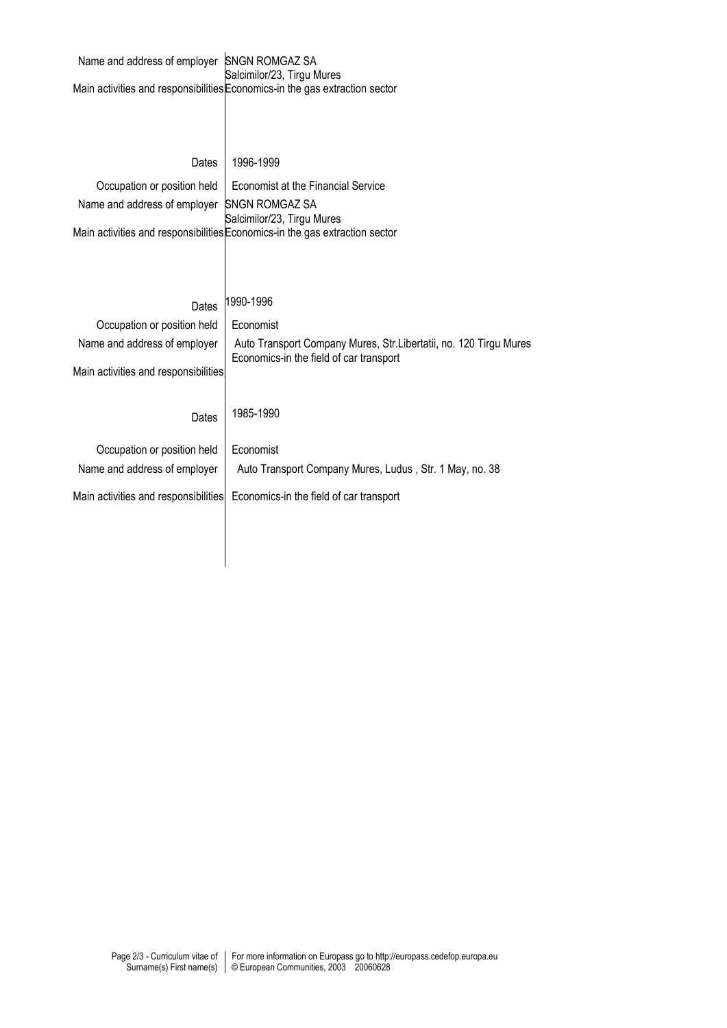| | |
|---|---|
| Name and address of employer | SNGN ROMGAZ SA<br>Salcimilor/23, Tirgu Mures |
| Main activities and responsibilities | Economics-in the gas extraction sector |
| | |
| Dates | 1996-1999 |
| Occupation or position held | Economist at the Financial Service |
| Name and address of employer | SNGN ROMGAZ SA<br>Salcimilor/23, Tirgu Mures |
| Main activities and responsibilities | Economics-in the gas extraction sector |
| | |
| Dates | 1990-1996 |
| Occupation or position held | Economist |
| Name and address of employer | Auto Transport Company Mures, Str.Libertatii, no. 120 Tirgu Mures |
| Main activities and responsibilities | Economics-in the field of car transport |
| | |
| Dates | 1985-1990 |
| Occupation or position held | Economist |
| Name and address of employer | Auto Transport Company Mures, Ludus , Str. 1 May, no. 38 |
| Main activities and responsibilities | Economics-in the field of car transport |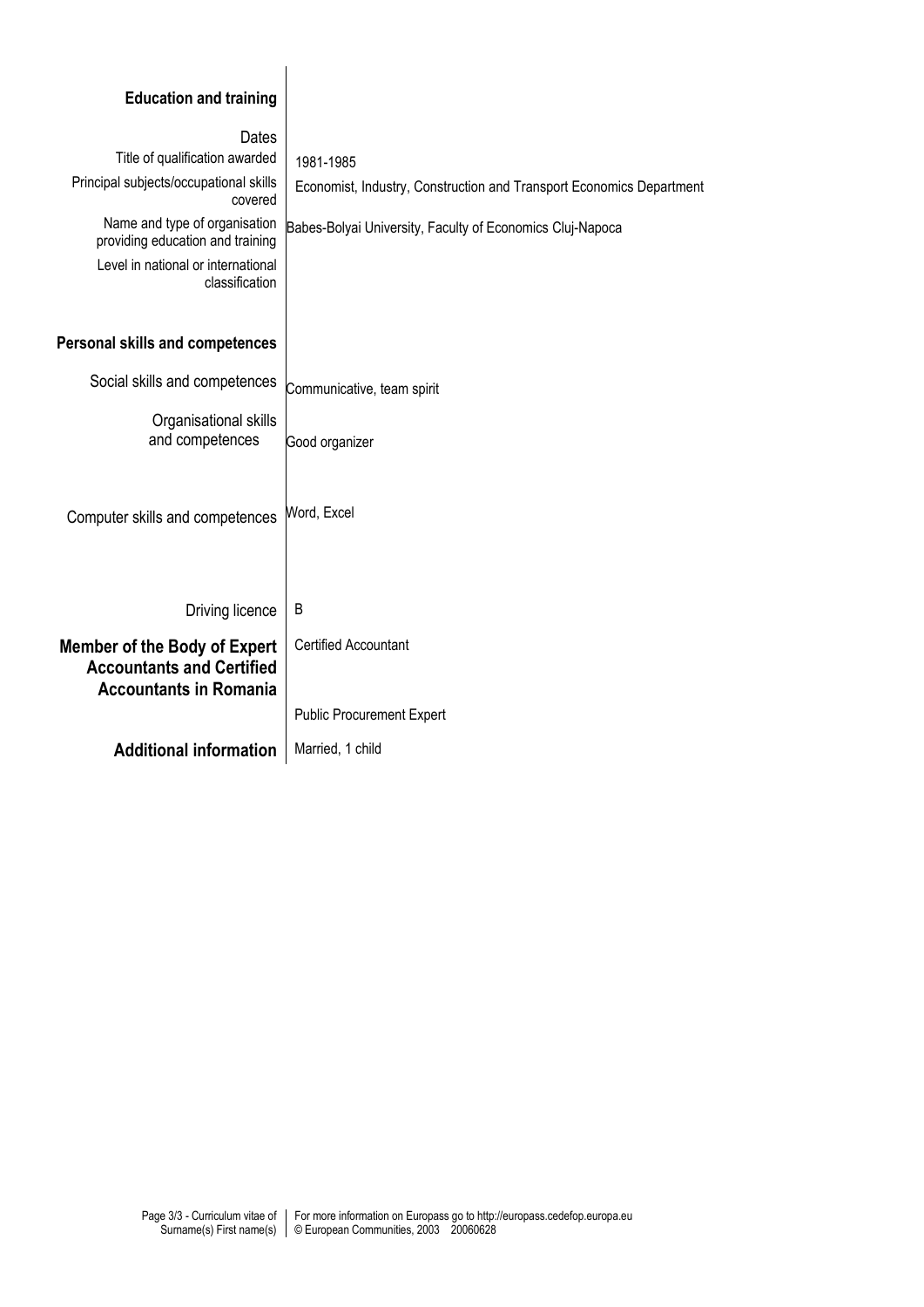## Education and training

| | |
|---|---|
| Dates | |
| Title of qualification awarded | 1981-1985 |
| Principal subjects/occupational skills covered | Economist, Industry, Construction and Transport Economics Department |
| Name and type of organisation providing education and training | Babes-Bolyai University, Faculty of Economics Cluj-Napoca |
| Level in national or international classification | |

## Personal skills and competences

| | |
|---|---|
| Social skills and competences | Communicative, team spirit |
| Organisational skills and competences | Good organizer |
| Computer skills and competences | Word, Excel |
| Driving licence | B |

## Member of the Body of Expert Accountants and Certified Accountants in Romania

Certified Accountant

Public Procurement Expert

## Additional information

Married, 1 child